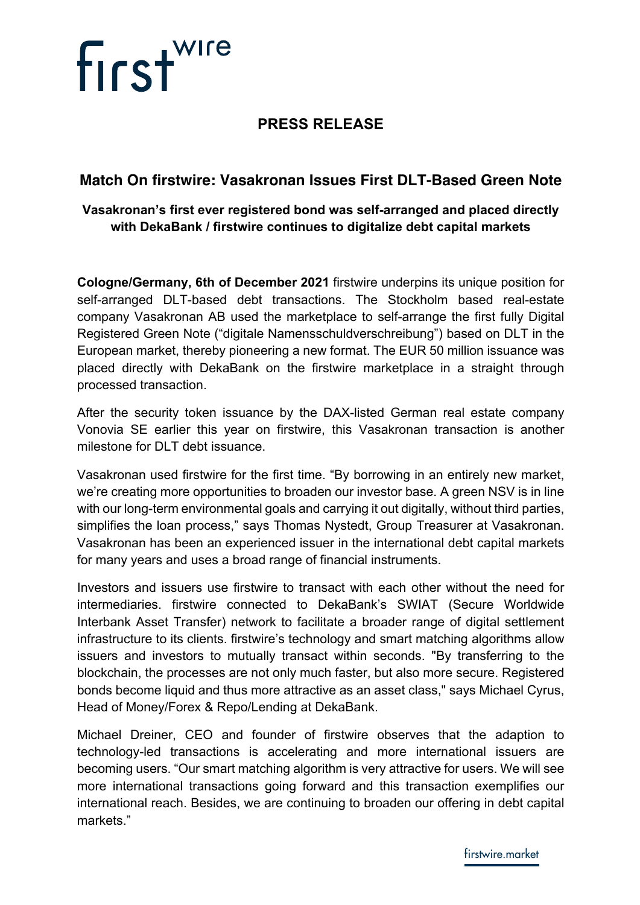# PRESS RELEASE

## Match On firstwire: Vasakronan Issues First DLT-Based Green Note

**Vasakronan's first ever registered bond was self-arranged and placed directly with DekaBank / firstwire continues to digitalize debt capital markets**

**Cologne/Germany, 6th of December 2021** firstwire underpins its unique position for self-arranged DLT-based debt transactions. The Stockholm based real-estate company Vasakronan AB used the marketplace to self-arrange the first fully Digital Registered Green Note ("digitale Namensschuldverschreibung") based on DLT in the European market, thereby pioneering a new format. The EUR 50 million issuance was placed directly with DekaBank on the firstwire marketplace in a straight through processed transaction.

After the security token issuance by the DAX-listed German real estate company Vonovia SE earlier this year on firstwire, this Vasakronan transaction is another milestone for DLT debt issuance.

Vasakronan used firstwire for the first time. "By borrowing in an entirely new market, we're creating more opportunities to broaden our investor base. A green NSV is in line with our long-term environmental goals and carrying it out digitally, without third parties, simplifies the loan process," says Thomas Nystedt, Group Treasurer at Vasakronan. Vasakronan has been an experienced issuer in the international debt capital markets for many years and uses a broad range of financial instruments.

Investors and issuers use firstwire to transact with each other without the need for intermediaries. firstwire connected to DekaBank's SWIAT (Secure Worldwide Interbank Asset Transfer) network to facilitate a broader range of digital settlement infrastructure to its clients. firstwire's technology and smart matching algorithms allow issuers and investors to mutually transact within seconds. "By transferring to the blockchain, the processes are not only much faster, but also more secure. Registered bonds become liquid and thus more attractive as an asset class," says Michael Cyrus, Head of Money/Forex & Repo/Lending at DekaBank.

Michael Dreiner, CEO and founder of firstwire observes that the adaption to technology-led transactions is accelerating and more international issuers are becoming users. "Our smart matching algorithm is very attractive for users. We will see more international transactions going forward and this transaction exemplifies our international reach. Besides, we are continuing to broaden our offering in debt capital markets."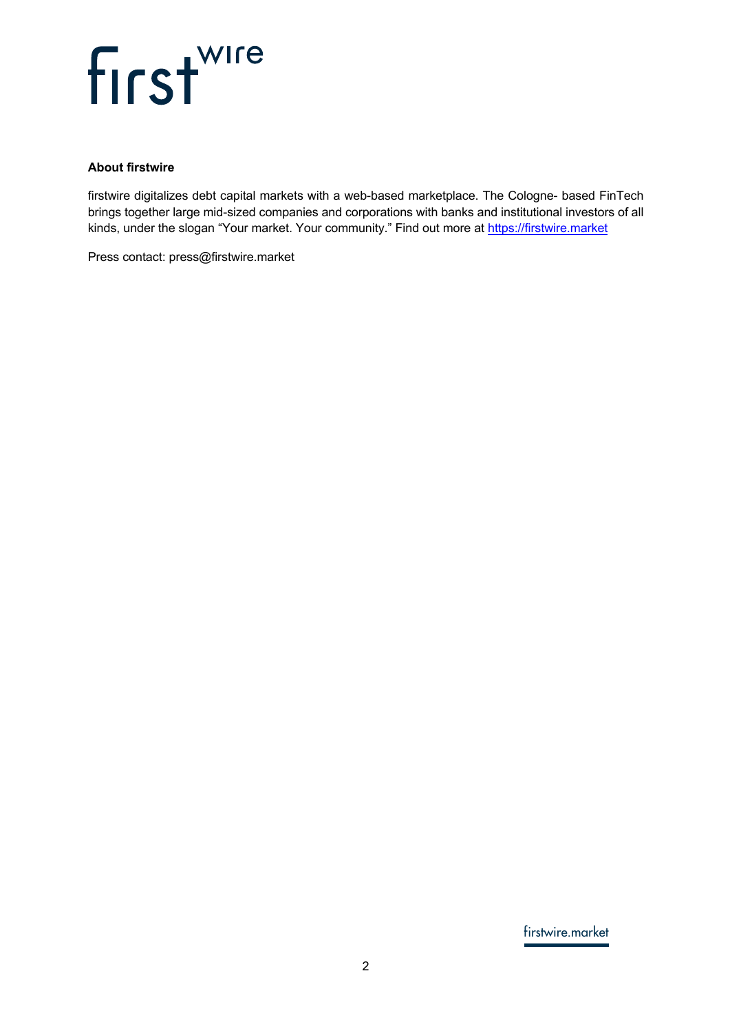**About firstwire**

firstwire digitalizes debt capital markets with a web-based marketplace. The Cologne- based FinTech brings together large mid-sized companies and corporations with banks and institutional investors of all kinds, under the slogan "Your market. Your community." Find out more at https://firstwire.market

Press contact: press@firstwire.market